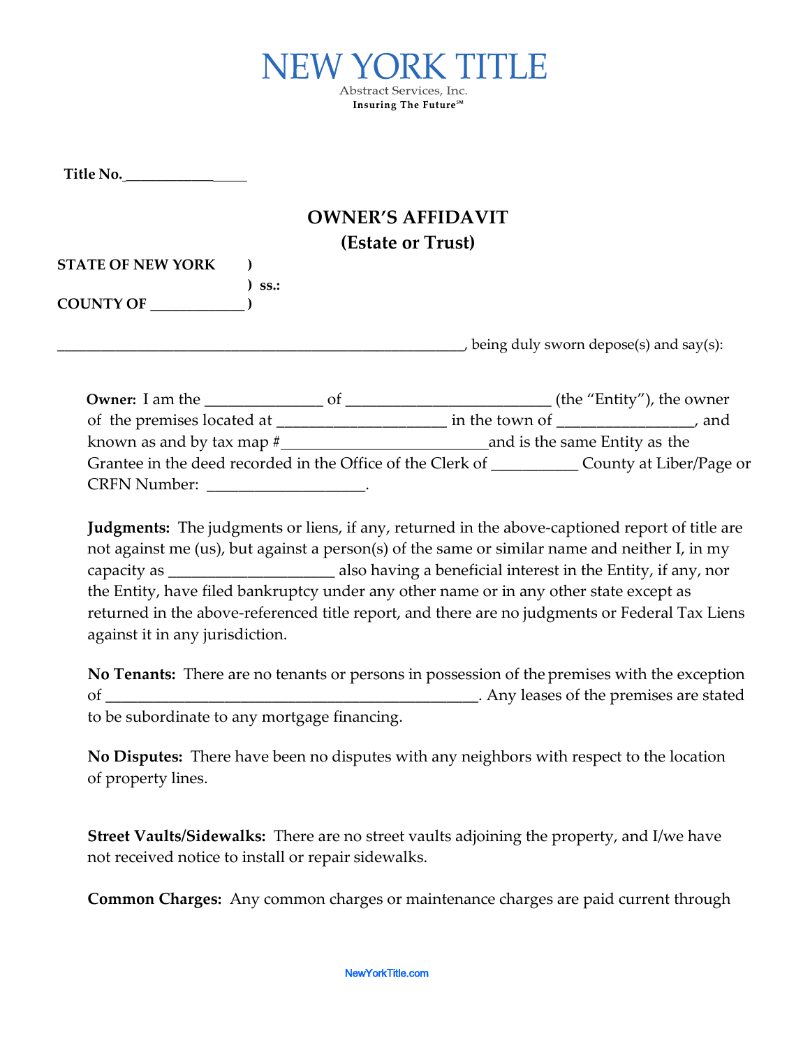NEW YORK TITLE

Abstract Services, Inc.

Insuring The Future℠

**Title No.**_________________

## OWNER'S AFFIDAVIT
## (Estate or Trust)

**STATE OF NEW YORK** )
) **ss.:**
**COUNTY OF** ____________ )

_____________________________________________________, being duly sworn depose(s) and say(s):

**Owner:** I am the ______________ of _________________________ (the "Entity"), the owner of the premises located at ____________________ in the town of ________________, and known as and by tax map #_________________________and is the same Entity as the Grantee in the deed recorded in the Office of the Clerk of ___________ County at Liber/Page or CRFN Number: ___________________.

**Judgments:** The judgments or liens, if any, returned in the above-captioned report of title are not against me (us), but against a person(s) of the same or similar name and neither I, in my capacity as ____________________ also having a beneficial interest in the Entity, if any, nor the Entity, have filed bankruptcy under any other name or in any other state except as returned in the above-referenced title report, and there are no judgments or Federal Tax Liens against it in any jurisdiction.

**No Tenants:** There are no tenants or persons in possession of the premises with the exception of _______________________________________________. Any leases of the premises are stated to be subordinate to any mortgage financing.

**No Disputes:** There have been no disputes with any neighbors with respect to the location of property lines.

**Street Vaults/Sidewalks:** There are no street vaults adjoining the property, and I/we have not received notice to install or repair sidewalks.

**Common Charges:** Any common charges or maintenance charges are paid current through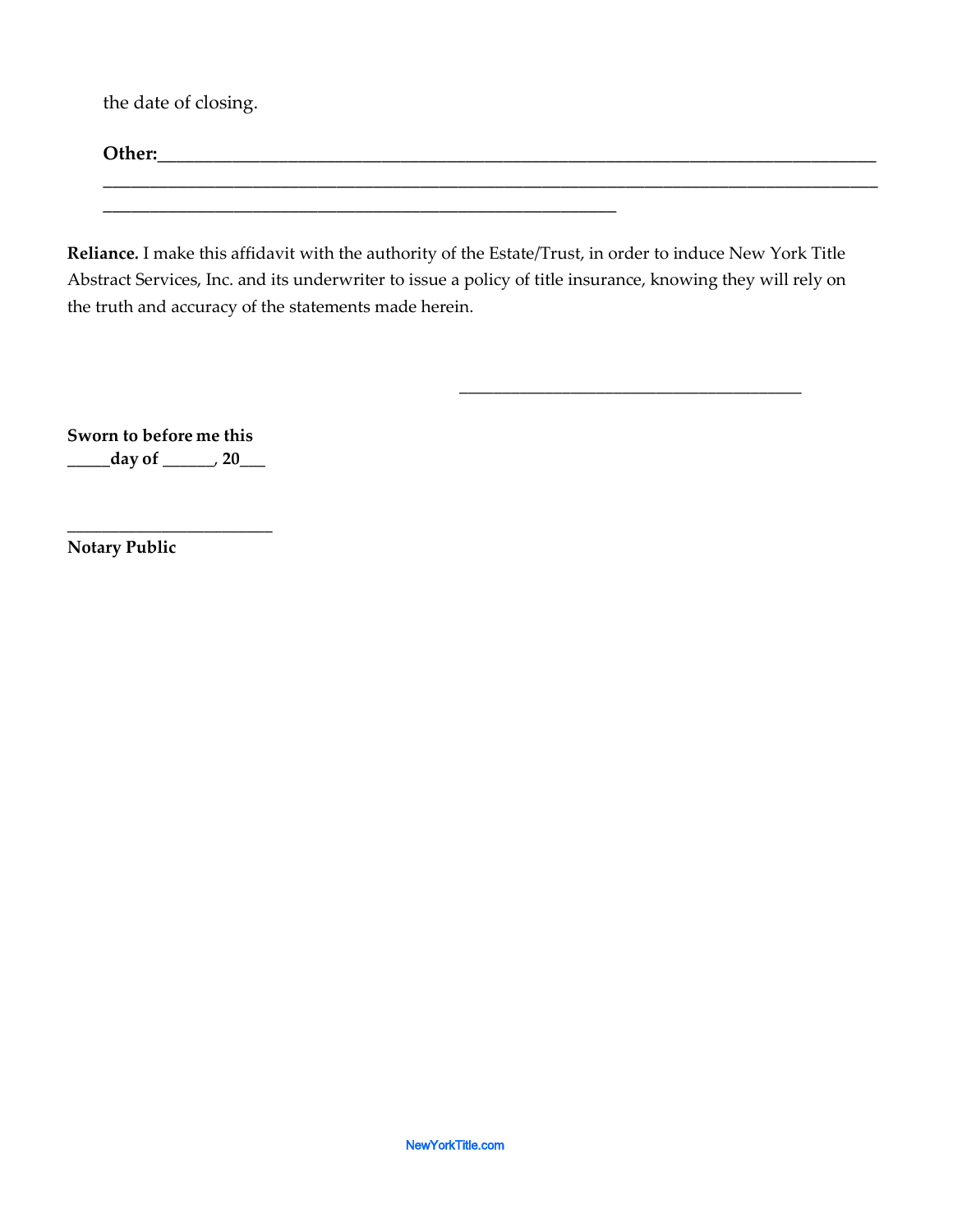the date of closing.

**Other:**_____________________________________________________________________________
_______________________________________________________________________________________
_________________________________________________________

**Reliance.** I make this affidavit with the authority of the Estate/Trust, in order to induce New York Title Abstract Services, Inc. and its underwriter to issue a policy of title insurance, knowing they will rely on the truth and accuracy of the statements made herein.

_______________________________________

**Sworn to before me this**
**_____day of ______, 20___**

_______________________
**Notary Public**

NewYorkTitle.com